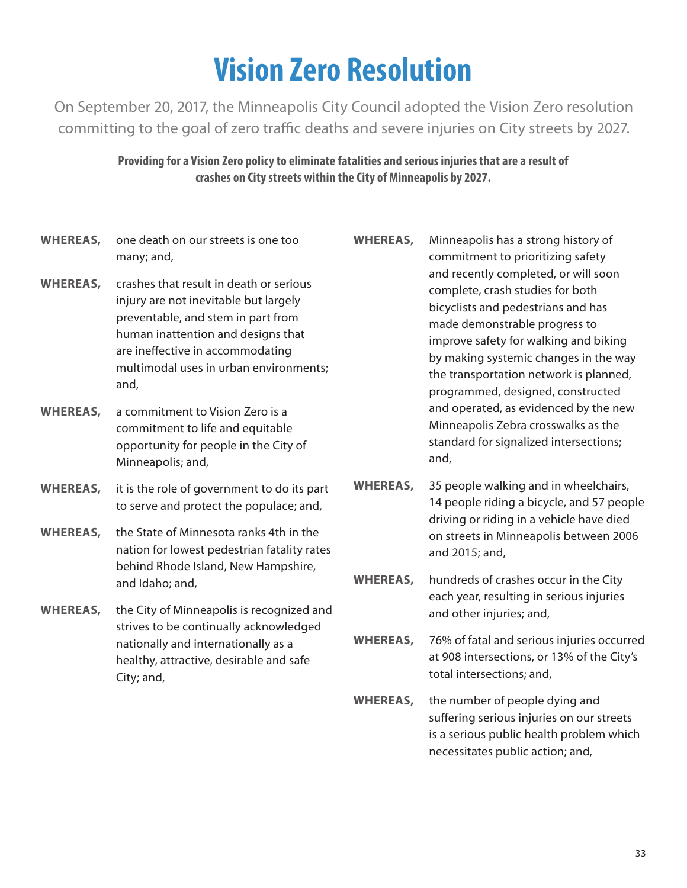# Vision Zero Resolution

On September 20, 2017, the Minneapolis City Council adopted the Vision Zero resolution committing to the goal of zero traffic deaths and severe injuries on City streets by 2027.

**Providing for a Vision Zero policy to eliminate fatalities and serious injuries that are a result of crashes on City streets within the City of Minneapolis by 2027.**

**WHEREAS,** one death on our streets is one too many; and,

**WHEREAS,** crashes that result in death or serious injury are not inevitable but largely preventable, and stem in part from human inattention and designs that are ineffective in accommodating multimodal uses in urban environments; and,

**WHEREAS,** a commitment to Vision Zero is a commitment to life and equitable opportunity for people in the City of Minneapolis; and,

**WHEREAS,** it is the role of government to do its part to serve and protect the populace; and,

**WHEREAS,** the State of Minnesota ranks 4th in the nation for lowest pedestrian fatality rates behind Rhode Island, New Hampshire, and Idaho; and,

**WHEREAS,** the City of Minneapolis is recognized and strives to be continually acknowledged nationally and internationally as a healthy, attractive, desirable and safe City; and,

**WHEREAS,** Minneapolis has a strong history of commitment to prioritizing safety and recently completed, or will soon complete, crash studies for both bicyclists and pedestrians and has made demonstrable progress to improve safety for walking and biking by making systemic changes in the way the transportation network is planned, programmed, designed, constructed and operated, as evidenced by the new Minneapolis Zebra crosswalks as the standard for signalized intersections; and,

**WHEREAS,** 35 people walking and in wheelchairs, 14 people riding a bicycle, and 57 people driving or riding in a vehicle have died on streets in Minneapolis between 2006 and 2015; and,

**WHEREAS,** hundreds of crashes occur in the City each year, resulting in serious injuries and other injuries; and,

**WHEREAS,** 76% of fatal and serious injuries occurred at 908 intersections, or 13% of the City's total intersections; and,

**WHEREAS,** the number of people dying and suffering serious injuries on our streets is a serious public health problem which necessitates public action; and,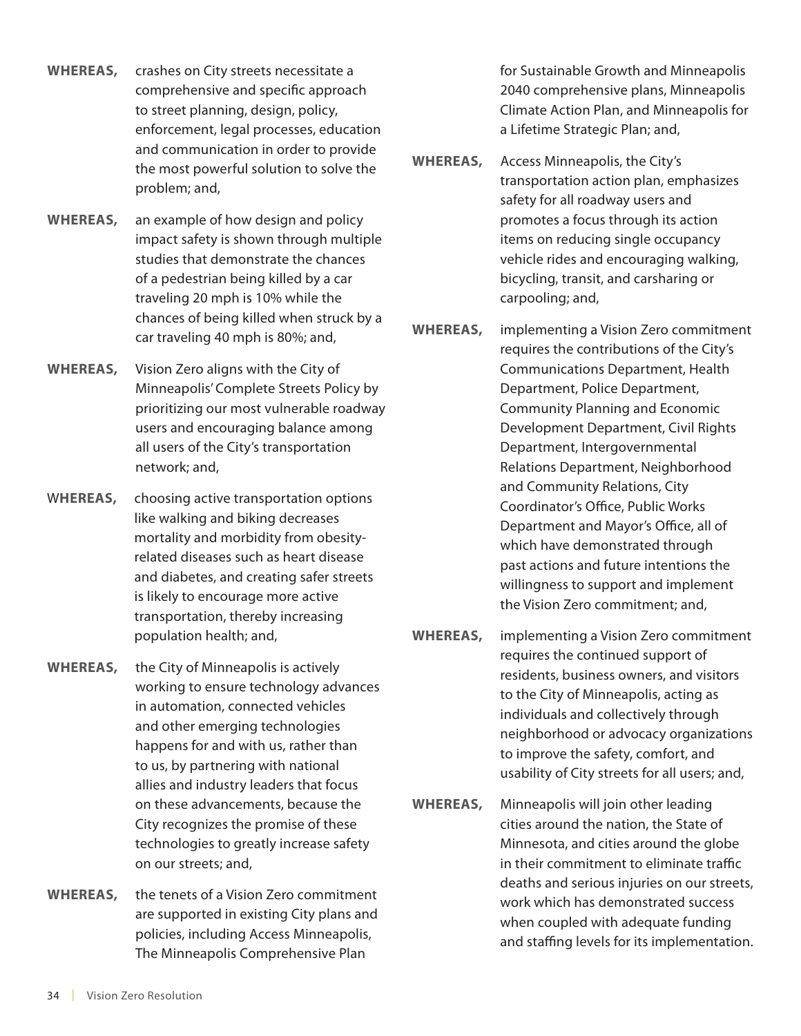**WHEREAS,** crashes on City streets necessitate a comprehensive and specific approach to street planning, design, policy, enforcement, legal processes, education and communication in order to provide the most powerful solution to solve the problem; and,

**WHEREAS,** an example of how design and policy impact safety is shown through multiple studies that demonstrate the chances of a pedestrian being killed by a car traveling 20 mph is 10% while the chances of being killed when struck by a car traveling 40 mph is 80%; and,

**WHEREAS,** Vision Zero aligns with the City of Minneapolis' Complete Streets Policy by prioritizing our most vulnerable roadway users and encouraging balance among all users of the City's transportation network; and,

**WHEREAS,** choosing active transportation options like walking and biking decreases mortality and morbidity from obesity-related diseases such as heart disease and diabetes, and creating safer streets is likely to encourage more active transportation, thereby increasing population health; and,

**WHEREAS,** the City of Minneapolis is actively working to ensure technology advances in automation, connected vehicles and other emerging technologies happens for and with us, rather than to us, by partnering with national allies and industry leaders that focus on these advancements, because the City recognizes the promise of these technologies to greatly increase safety on our streets; and,

**WHEREAS,** the tenets of a Vision Zero commitment are supported in existing City plans and policies, including Access Minneapolis, The Minneapolis Comprehensive Plan for Sustainable Growth and Minneapolis 2040 comprehensive plans, Minneapolis Climate Action Plan, and Minneapolis for a Lifetime Strategic Plan; and,

**WHEREAS,** Access Minneapolis, the City's transportation action plan, emphasizes safety for all roadway users and promotes a focus through its action items on reducing single occupancy vehicle rides and encouraging walking, bicycling, transit, and carsharing or carpooling; and,

**WHEREAS,** implementing a Vision Zero commitment requires the contributions of the City's Communications Department, Health Department, Police Department, Community Planning and Economic Development Department, Civil Rights Department, Intergovernmental Relations Department, Neighborhood and Community Relations, City Coordinator's Office, Public Works Department and Mayor's Office, all of which have demonstrated through past actions and future intentions the willingness to support and implement the Vision Zero commitment; and,

**WHEREAS,** implementing a Vision Zero commitment requires the continued support of residents, business owners, and visitors to the City of Minneapolis, acting as individuals and collectively through neighborhood or advocacy organizations to improve the safety, comfort, and usability of City streets for all users; and,

**WHEREAS,** Minneapolis will join other leading cities around the nation, the State of Minnesota, and cities around the globe in their commitment to eliminate traffic deaths and serious injuries on our streets, work which has demonstrated success when coupled with adequate funding and staffing levels for its implementation.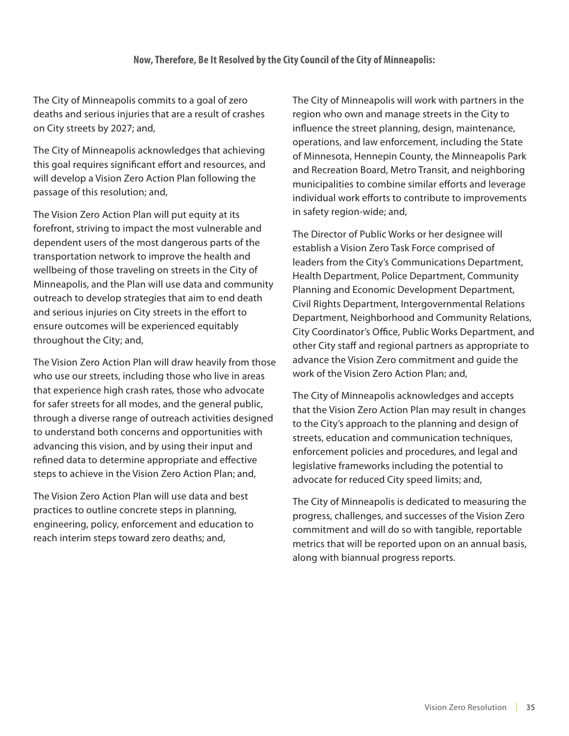**Now, Therefore, Be It Resolved by the City Council of the City of Minneapolis:**

The City of Minneapolis commits to a goal of zero deaths and serious injuries that are a result of crashes on City streets by 2027; and,

The City of Minneapolis acknowledges that achieving this goal requires significant effort and resources, and will develop a Vision Zero Action Plan following the passage of this resolution; and,

The Vision Zero Action Plan will put equity at its forefront, striving to impact the most vulnerable and dependent users of the most dangerous parts of the transportation network to improve the health and wellbeing of those traveling on streets in the City of Minneapolis, and the Plan will use data and community outreach to develop strategies that aim to end death and serious injuries on City streets in the effort to ensure outcomes will be experienced equitably throughout the City; and,

The Vision Zero Action Plan will draw heavily from those who use our streets, including those who live in areas that experience high crash rates, those who advocate for safer streets for all modes, and the general public, through a diverse range of outreach activities designed to understand both concerns and opportunities with advancing this vision, and by using their input and refined data to determine appropriate and effective steps to achieve in the Vision Zero Action Plan; and,

The Vision Zero Action Plan will use data and best practices to outline concrete steps in planning, engineering, policy, enforcement and education to reach interim steps toward zero deaths; and,

The City of Minneapolis will work with partners in the region who own and manage streets in the City to influence the street planning, design, maintenance, operations, and law enforcement, including the State of Minnesota, Hennepin County, the Minneapolis Park and Recreation Board, Metro Transit, and neighboring municipalities to combine similar efforts and leverage individual work efforts to contribute to improvements in safety region-wide; and,

The Director of Public Works or her designee will establish a Vision Zero Task Force comprised of leaders from the City's Communications Department, Health Department, Police Department, Community Planning and Economic Development Department, Civil Rights Department, Intergovernmental Relations Department, Neighborhood and Community Relations, City Coordinator's Office, Public Works Department, and other City staff and regional partners as appropriate to advance the Vision Zero commitment and guide the work of the Vision Zero Action Plan; and,

The City of Minneapolis acknowledges and accepts that the Vision Zero Action Plan may result in changes to the City's approach to the planning and design of streets, education and communication techniques, enforcement policies and procedures, and legal and legislative frameworks including the potential to advocate for reduced City speed limits; and,

The City of Minneapolis is dedicated to measuring the progress, challenges, and successes of the Vision Zero commitment and will do so with tangible, reportable metrics that will be reported upon on an annual basis, along with biannual progress reports.